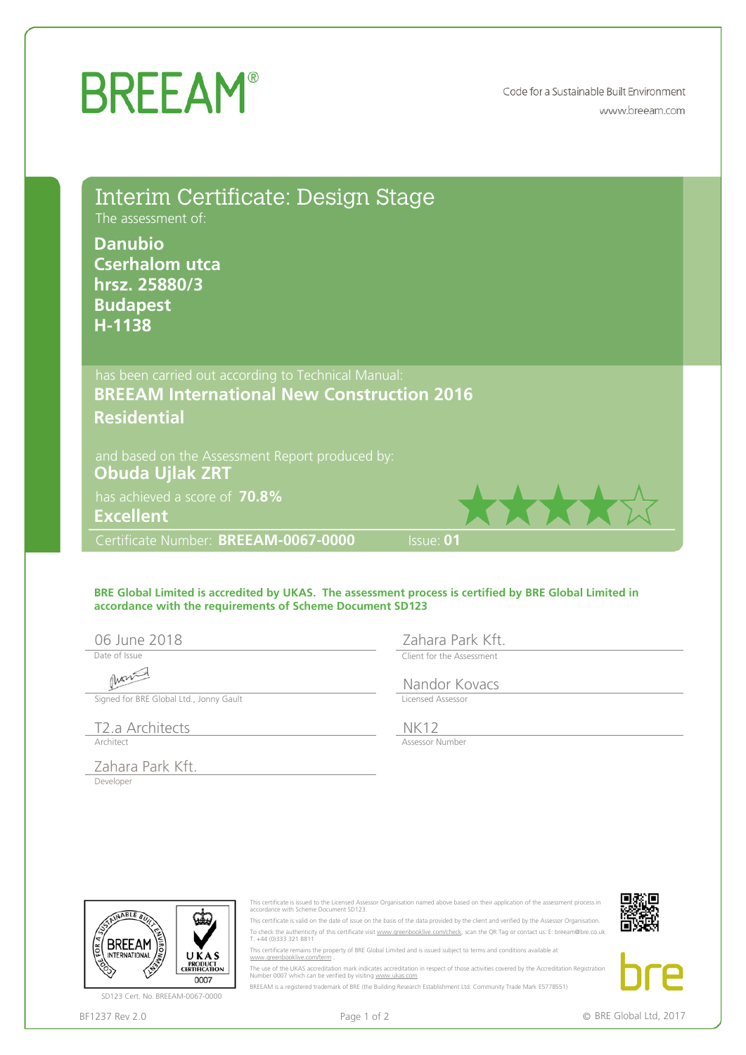# BREEAM®

Code for a Sustainable Built Environment
www.breeam.com

## Interim Certificate: Design Stage

The assessment of:

**Danubio**
**Cserhalom utca**
**hrsz. 25880/3**
**Budapest**
**H-1138**

has been carried out according to Technical Manual:
**BREEAM International New Construction 2016**
**Residential**

and based on the Assessment Report produced by:
**Obuda Ujlak ZRT**

has achieved a score of **70.8%**
**Excellent**

★★★★☆

Certificate Number: **BREEAM-0067-0000** Issue: **01**

**BRE Global Limited is accredited by UKAS. The assessment process is certified by BRE Global Limited in accordance with the requirements of Scheme Document SD123**

06 June 2018
Date of Issue

Signed for BRE Global Ltd., Jonny Gault

T2.a Architects
Architect

Zahara Park Kft.
Developer

Zahara Park Kft.
Client for the Assessment

Nandor Kovacs
Licensed Assessor

NK12
Assessor Number

SD123 Cert. No. BREEAM-0067-0000

This certificate is issued to the Licensed Assessor Organisation named above based on their application of the assessment process in accordance with Scheme Document SD123.

This certificate is valid on the date of issue on the basis of the data provided by the client and verified by the Assessor Organisation.

To check the authenticity of this certificate visit www.greenbooklive.com/check, scan the QR Tag or contact us: E: breeam@bre.co.uk T. +44 (0)333 321 8811

This certificate remains the property of BRE Global Limited and is issued subject to terms and conditions available at www.greenbooklive.com/term

The use of the UKAS accreditation mark indicates accreditation in respect of those activities covered by the Accreditation Registration Number 0007 which can be verified by visiting www.ukas.com

BREEAM is a registered trademark of BRE (the Building Research Establishment Ltd. Community Trade Mark E5778551)

BF1237 Rev 2.0

© BRE Global Ltd, 2017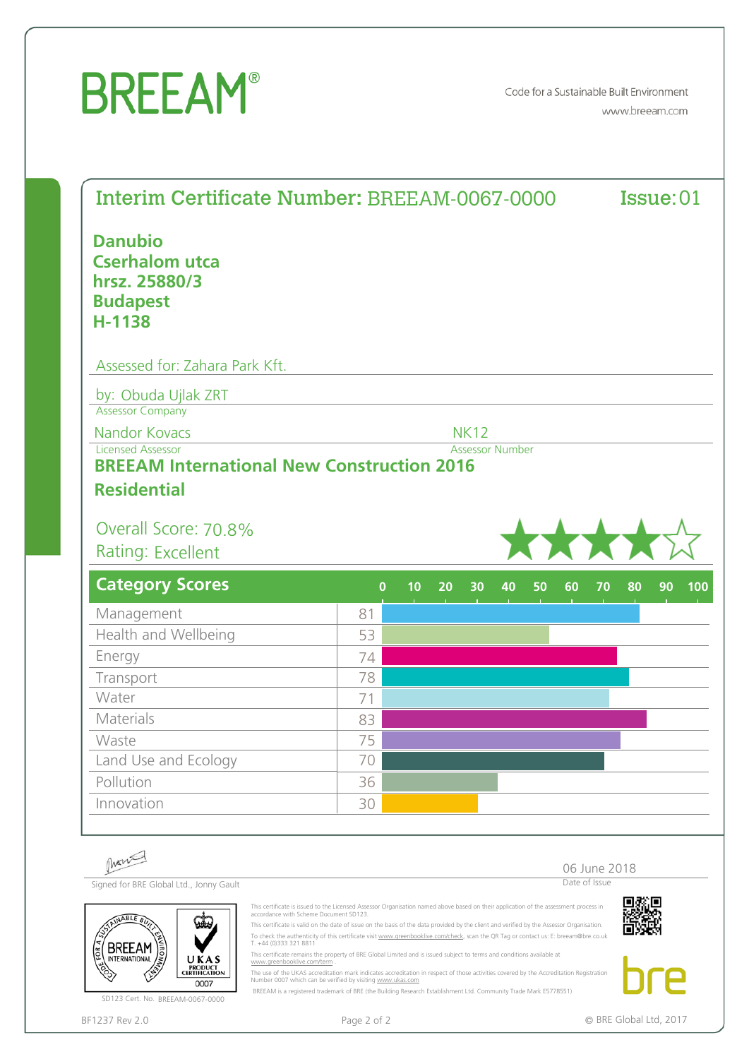# BREEAM®

Code for a Sustainable Built Environment
www.breeam.com

## Interim Certificate Number: BREEAM-0067-0000 Issue: 01

**Danubio**
**Cserhalom utca**
**hrsz. 25880/3**
**Budapest**
**H-1138**

Assessed for: Zahara Park Kft.

by: Obuda Ujlak ZRT
Assessor Company

Nandor Kovacs — Licensed Assessor
NK12 — Assessor Number

**BREEAM International New Construction 2016**

**Residential**

Overall Score: 70.8%
Rating: Excellent

★★★★☆

## Category Scores

0 10 20 30 40 50 60 70 80 90 100

Management 81
Health and Wellbeing 53
Energy 74
Transport 78
Water 71
Materials 83
Waste 75
Land Use and Ecology 70
Pollution 36
Innovation 30

Signed for BRE Global Ltd., Jonny Gault

06 June 2018
Date of Issue

SD123 Cert. No. BREEAM-0067-0000

This certificate is issued to the Licensed Assessor Organisation named above based on their application of the assessment process in accordance with Scheme Document SD123.

This certificate is valid on the date of issue on the basis of the data provided by the client and verified by the Assessor Organisation.

To check the authenticity of this certificate visit www.greenbooklive.com/check, scan the QR Tag or contact us: E: breeam@bre.co.uk T. +44 (0)333 321 8811

This certificate remains the property of BRE Global Limited and is issued subject to terms and conditions available at www.greenbooklive.com/term

The use of the UKAS accreditation mark indicates accreditation in respect of those activities covered by the Accreditation Registration Number 0007 which can be verified by visiting www.ukas.com

BREEAM is a registered trademark of BRE (the Building Research Establishment Ltd. Community Trade Mark E5778551)

BF1237 Rev 2.0

© BRE Global Ltd, 2017